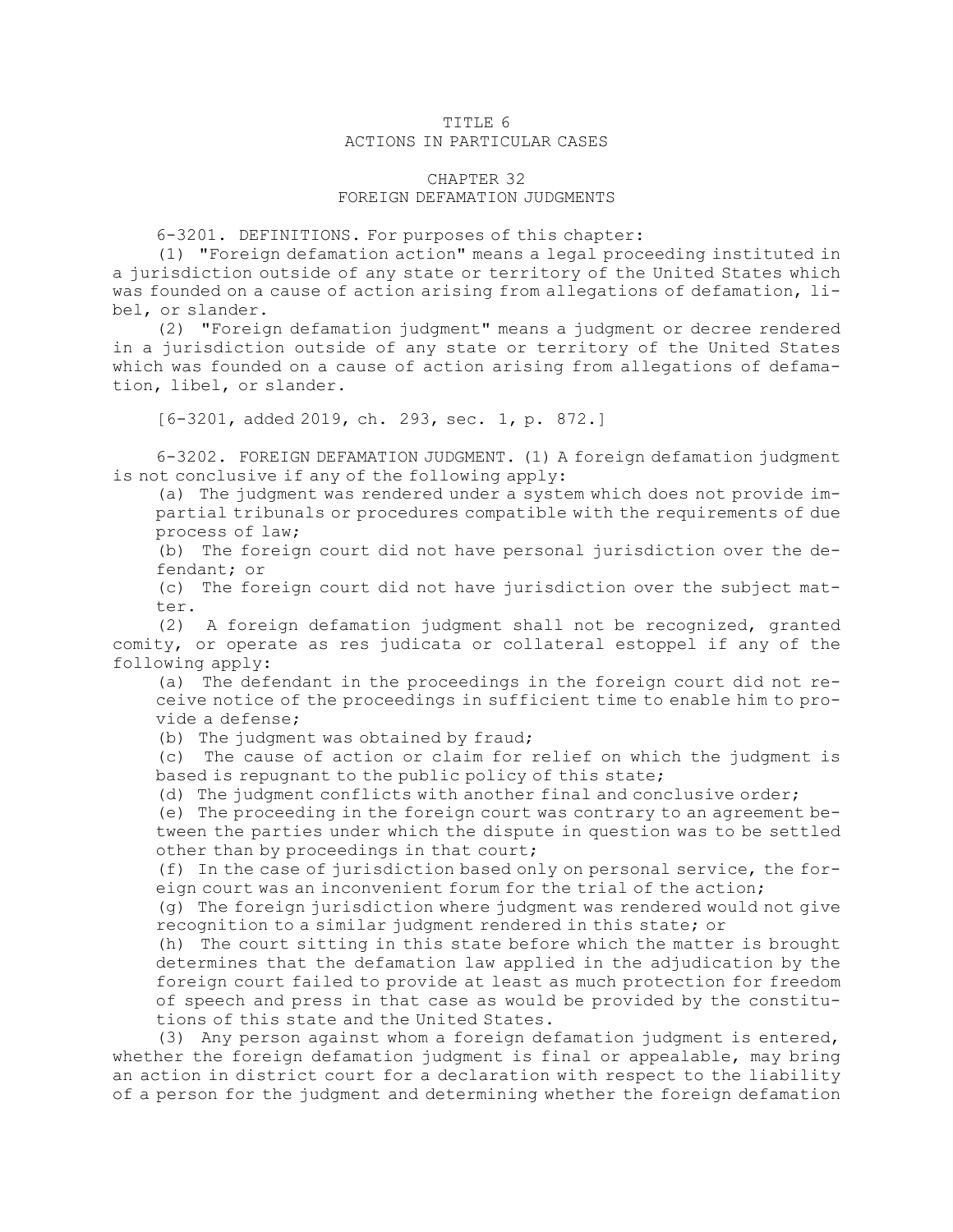# TITLE 6
# ACTIONS IN PARTICULAR CASES

## CHAPTER 32
## FOREIGN DEFAMATION JUDGMENTS

6-3201. DEFINITIONS. For purposes of this chapter:

(1) "Foreign defamation action" means a legal proceeding instituted in a jurisdiction outside of any state or territory of the United States which was founded on a cause of action arising from allegations of defamation, libel, or slander.

(2) "Foreign defamation judgment" means a judgment or decree rendered in a jurisdiction outside of any state or territory of the United States which was founded on a cause of action arising from allegations of defamation, libel, or slander.

[6-3201, added 2019, ch. 293, sec. 1, p. 872.]

6-3202. FOREIGN DEFAMATION JUDGMENT. (1) A foreign defamation judgment is not conclusive if any of the following apply:

(a) The judgment was rendered under a system which does not provide impartial tribunals or procedures compatible with the requirements of due process of law;

(b) The foreign court did not have personal jurisdiction over the defendant; or

(c) The foreign court did not have jurisdiction over the subject matter.

(2) A foreign defamation judgment shall not be recognized, granted comity, or operate as res judicata or collateral estoppel if any of the following apply:

(a) The defendant in the proceedings in the foreign court did not receive notice of the proceedings in sufficient time to enable him to provide a defense;

(b) The judgment was obtained by fraud;

(c) The cause of action or claim for relief on which the judgment is based is repugnant to the public policy of this state;

(d) The judgment conflicts with another final and conclusive order;

(e) The proceeding in the foreign court was contrary to an agreement between the parties under which the dispute in question was to be settled other than by proceedings in that court;

(f) In the case of jurisdiction based only on personal service, the foreign court was an inconvenient forum for the trial of the action;

(g) The foreign jurisdiction where judgment was rendered would not give recognition to a similar judgment rendered in this state; or

(h) The court sitting in this state before which the matter is brought determines that the defamation law applied in the adjudication by the foreign court failed to provide at least as much protection for freedom of speech and press in that case as would be provided by the constitutions of this state and the United States.

(3) Any person against whom a foreign defamation judgment is entered, whether the foreign defamation judgment is final or appealable, may bring an action in district court for a declaration with respect to the liability of a person for the judgment and determining whether the foreign defamation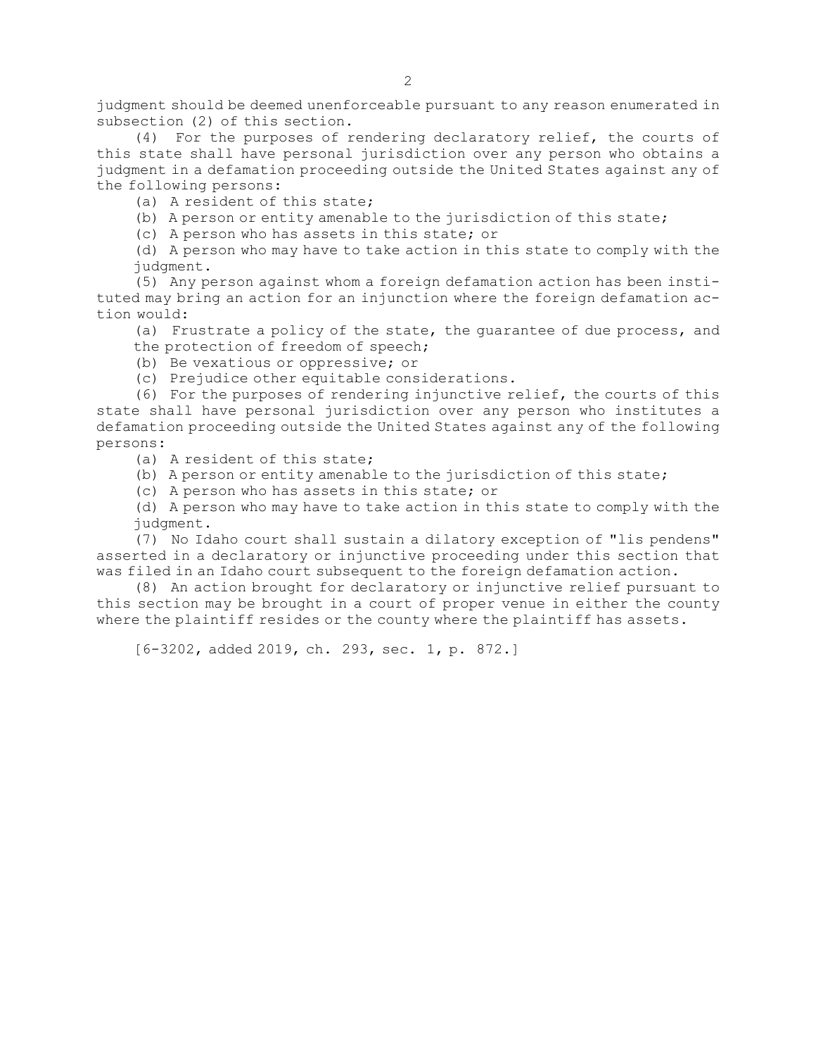judgment should be deemed unenforceable pursuant to any reason enumerated in subsection (2) of this section.

(4) For the purposes of rendering declaratory relief, the courts of this state shall have personal jurisdiction over any person who obtains a judgment in a defamation proceeding outside the United States against any of the following persons:

(a) A resident of this state;

(b) A person or entity amenable to the jurisdiction of this state;

(c) A person who has assets in this state; or

(d) A person who may have to take action in this state to comply with the judgment.

(5) Any person against whom a foreign defamation action has been instituted may bring an action for an injunction where the foreign defamation action would:

(a) Frustrate a policy of the state, the guarantee of due process, and the protection of freedom of speech;

(b) Be vexatious or oppressive; or

(c) Prejudice other equitable considerations.

(6) For the purposes of rendering injunctive relief, the courts of this state shall have personal jurisdiction over any person who institutes a defamation proceeding outside the United States against any of the following persons:

(a) A resident of this state;

(b) A person or entity amenable to the jurisdiction of this state;

(c) A person who has assets in this state; or

(d) A person who may have to take action in this state to comply with the judgment.

(7) No Idaho court shall sustain a dilatory exception of "lis pendens" asserted in a declaratory or injunctive proceeding under this section that was filed in an Idaho court subsequent to the foreign defamation action.

(8) An action brought for declaratory or injunctive relief pursuant to this section may be brought in a court of proper venue in either the county where the plaintiff resides or the county where the plaintiff has assets.

[6-3202, added 2019, ch. 293, sec. 1, p. 872.]